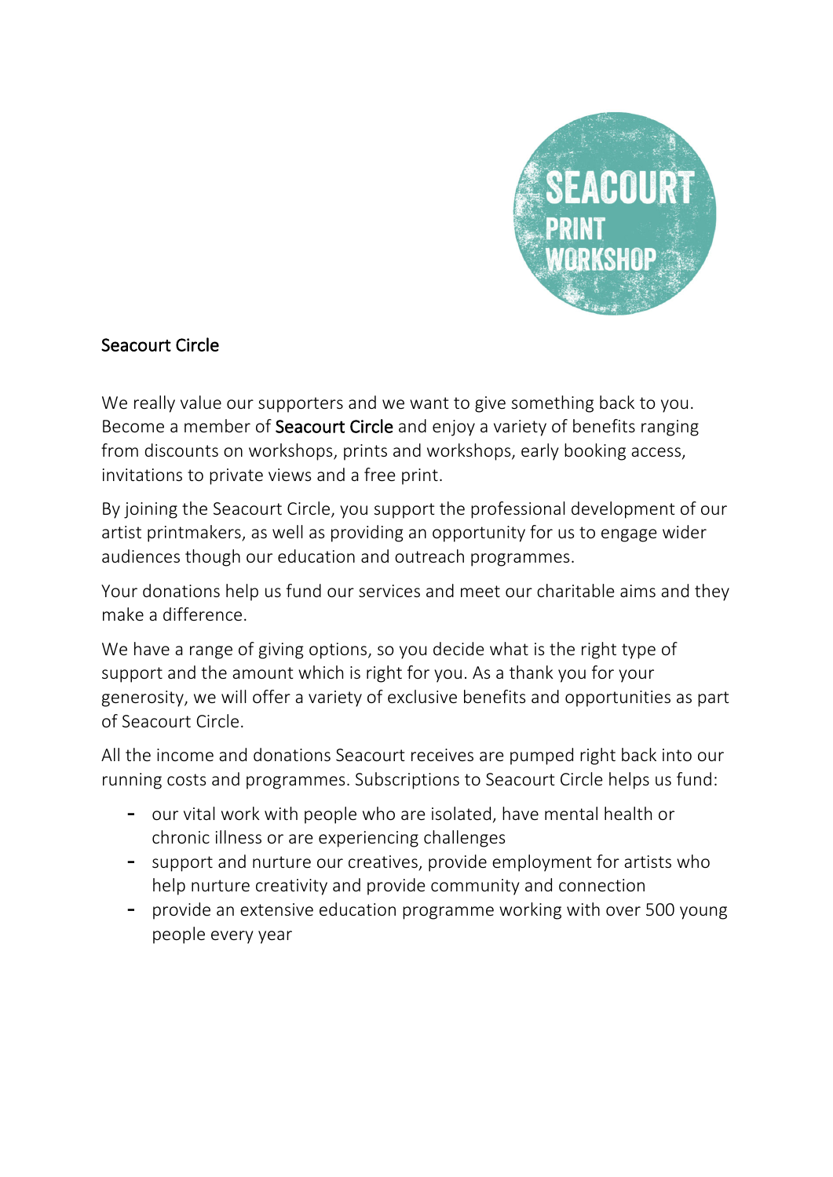SEACOURT PRINT WORKSHOP

# Seacourt Circle

We really value our supporters and we want to give something back to you. Become a member of **Seacourt Circle** and enjoy a variety of benefits ranging from discounts on workshops, prints and workshops, early booking access, invitations to private views and a free print.

By joining the Seacourt Circle, you support the professional development of our artist printmakers, as well as providing an opportunity for us to engage wider audiences though our education and outreach programmes.

Your donations help us fund our services and meet our charitable aims and they make a difference.

We have a range of giving options, so you decide what is the right type of support and the amount which is right for you. As a thank you for your generosity, we will offer a variety of exclusive benefits and opportunities as part of Seacourt Circle.

All the income and donations Seacourt receives are pumped right back into our running costs and programmes. Subscriptions to Seacourt Circle helps us fund:

- our vital work with people who are isolated, have mental health or chronic illness or are experiencing challenges
- support and nurture our creatives, provide employment for artists who help nurture creativity and provide community and connection
- provide an extensive education programme working with over 500 young people every year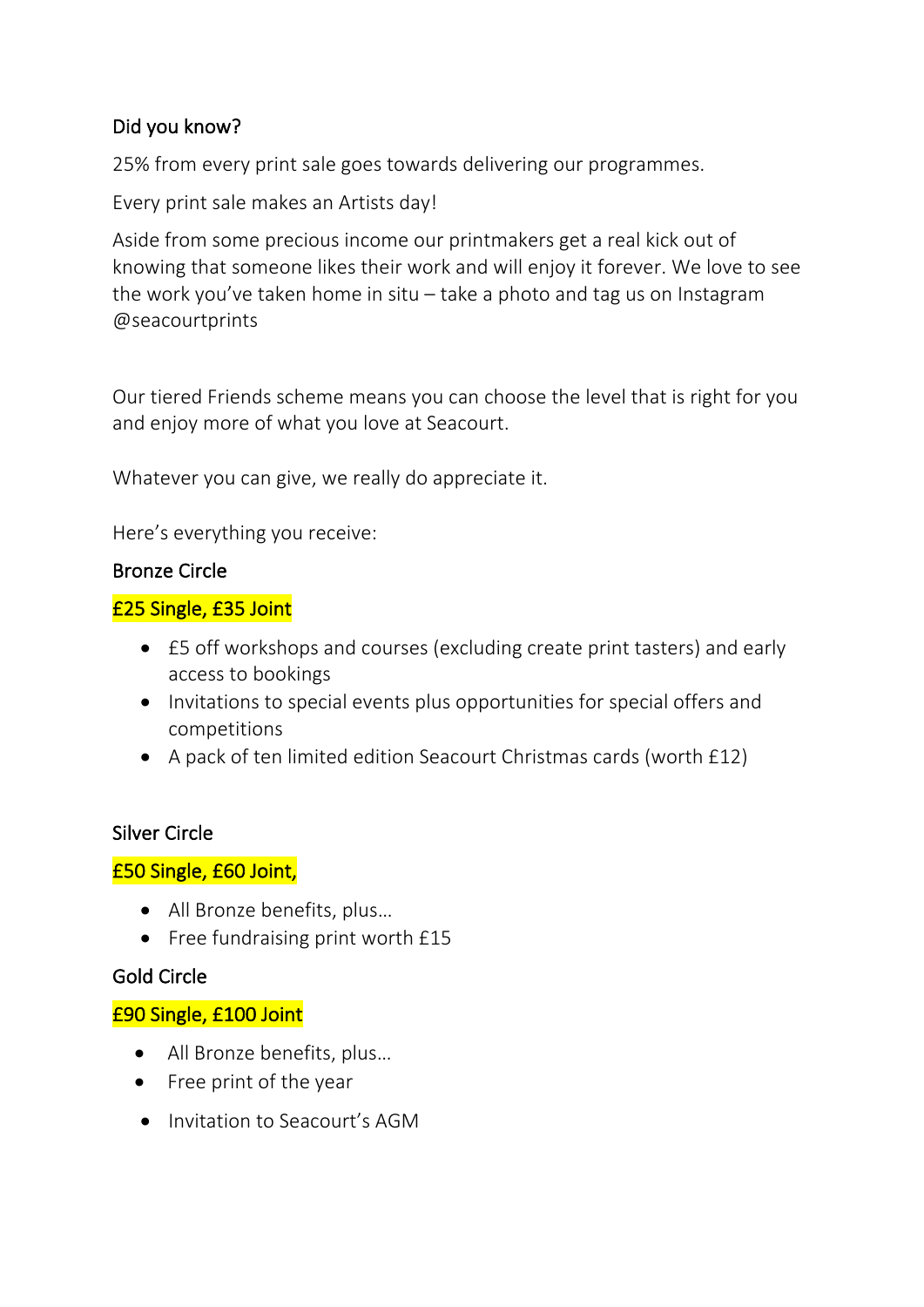## Did you know?

25% from every print sale goes towards delivering our programmes.

Every print sale makes an Artists day!

Aside from some precious income our printmakers get a real kick out of knowing that someone likes their work and will enjoy it forever. We love to see the work you've taken home in situ – take a photo and tag us on Instagram @seacourtprints

Our tiered Friends scheme means you can choose the level that is right for you and enjoy more of what you love at Seacourt.

Whatever you can give, we really do appreciate it.

Here's everything you receive:

### Bronze Circle

**£25 Single, £35 Joint**

- £5 off workshops and courses (excluding create print tasters) and early access to bookings
- Invitations to special events plus opportunities for special offers and competitions
- A pack of ten limited edition Seacourt Christmas cards (worth £12)

### Silver Circle

**£50 Single, £60 Joint,**

- All Bronze benefits, plus…
- Free fundraising print worth £15

### Gold Circle

**£90 Single, £100 Joint**

- All Bronze benefits, plus…
- Free print of the year
- Invitation to Seacourt's AGM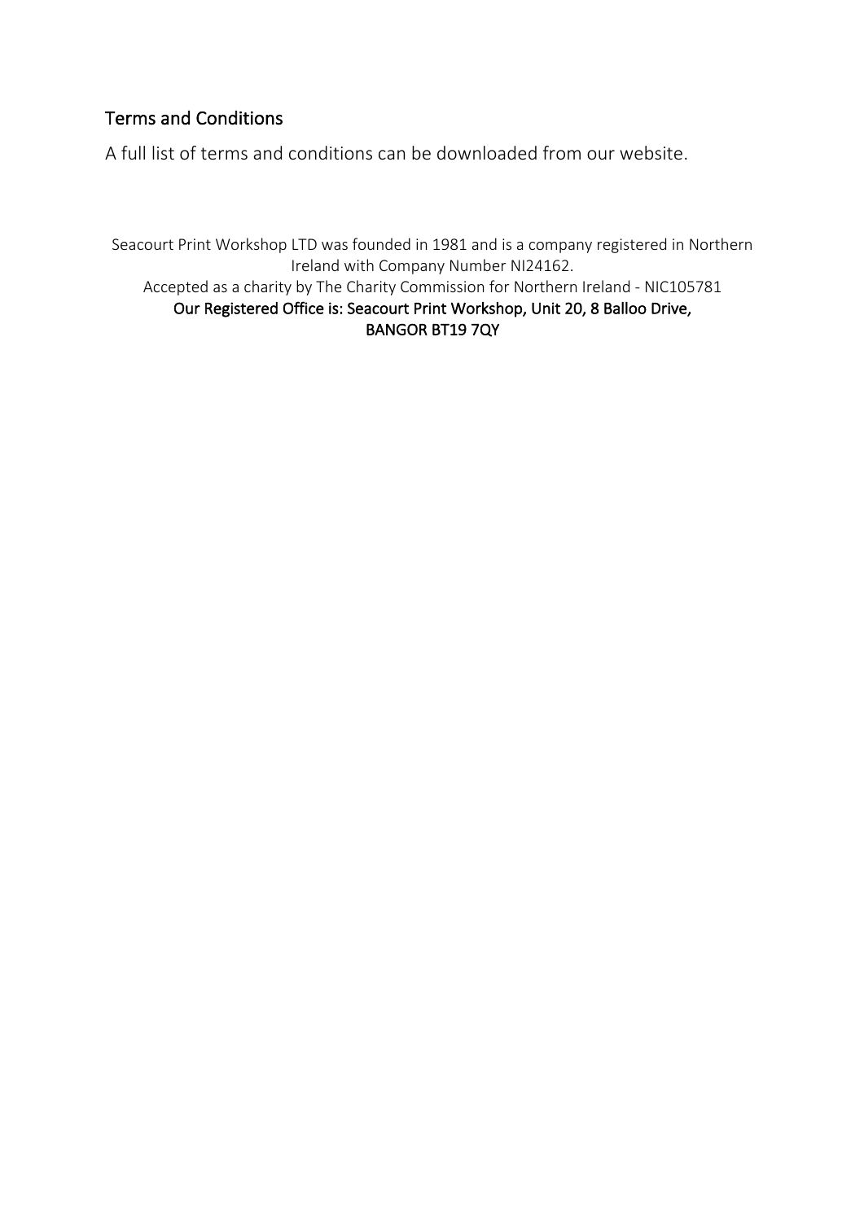## Terms and Conditions

A full list of terms and conditions can be downloaded from our website.

Seacourt Print Workshop LTD was founded in 1981 and is a company registered in Northern Ireland with Company Number NI24162.
Accepted as a charity by The Charity Commission for Northern Ireland - NIC105781
Our Registered Office is: Seacourt Print Workshop, Unit 20, 8 Balloo Drive, BANGOR BT19 7QY